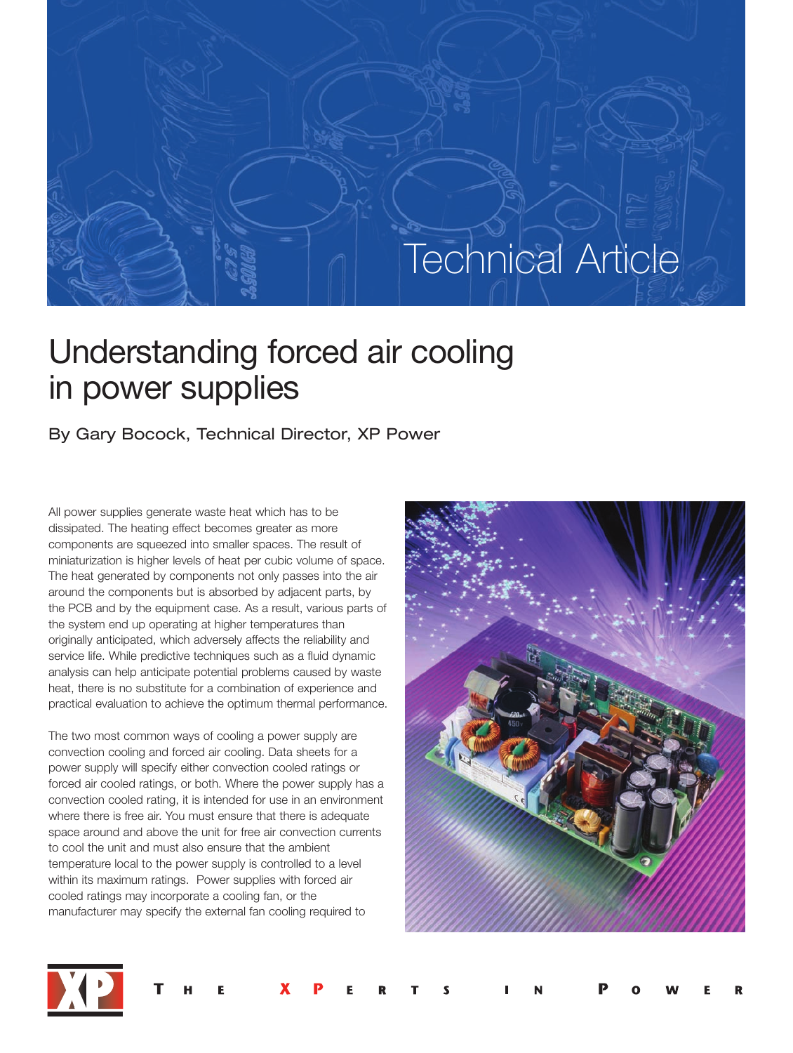Technical Article

# Understanding forced air cooling in power supplies

By Gary Bocock, Technical Director, XP Power

All power supplies generate waste heat which has to be dissipated. The heating effect becomes greater as more components are squeezed into smaller spaces. The result of miniaturization is higher levels of heat per cubic volume of space. The heat generated by components not only passes into the air around the components but is absorbed by adjacent parts, by the PCB and by the equipment case. As a result, various parts of the system end up operating at higher temperatures than originally anticipated, which adversely affects the reliability and service life. While predictive techniques such as a fluid dynamic analysis can help anticipate potential problems caused by waste heat, there is no substitute for a combination of experience and practical evaluation to achieve the optimum thermal performance.

The two most common ways of cooling a power supply are convection cooling and forced air cooling. Data sheets for a power supply will specify either convection cooled ratings or forced air cooled ratings, or both. Where the power supply has a convection cooled rating, it is intended for use in an environment where there is free air. You must ensure that there is adequate space around and above the unit for free air convection currents to cool the unit and must also ensure that the ambient temperature local to the power supply is controlled to a level within its maximum ratings. Power supplies with forced air cooled ratings may incorporate a cooling fan, or the manufacturer may specify the external fan cooling required to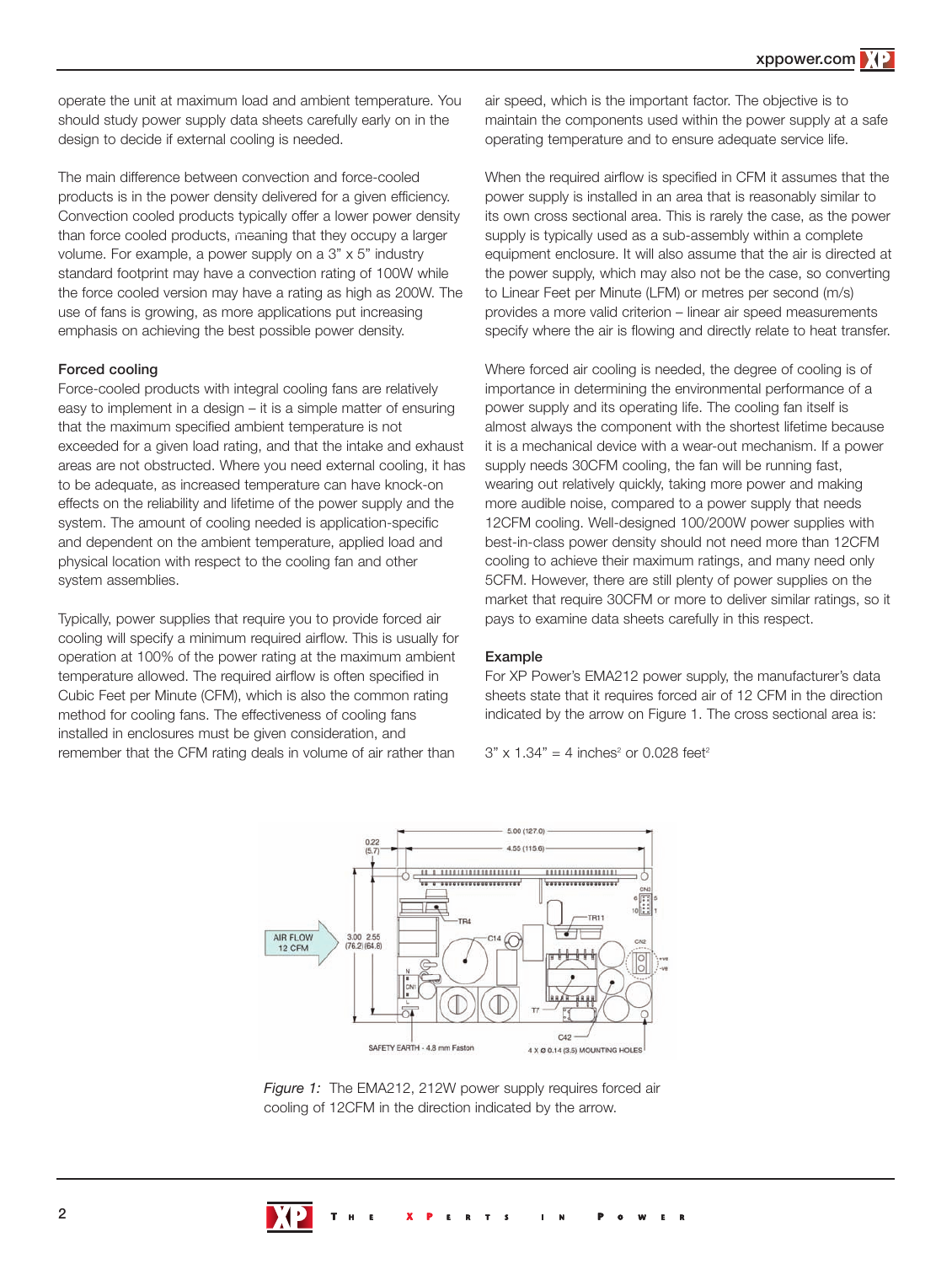operate the unit at maximum load and ambient temperature. You should study power supply data sheets carefully early on in the design to decide if external cooling is needed.

The main difference between convection and force-cooled products is in the power density delivered for a given efficiency. Convection cooled products typically offer a lower power density than force cooled products, meaning that they occupy a larger volume. For example, a power supply on a 3" x 5" industry standard footprint may have a convection rating of 100W while the force cooled version may have a rating as high as 200W. The use of fans is growing, as more applications put increasing emphasis on achieving the best possible power density.

### Forced cooling

Force-cooled products with integral cooling fans are relatively easy to implement in a design – it is a simple matter of ensuring that the maximum specified ambient temperature is not exceeded for a given load rating, and that the intake and exhaust areas are not obstructed. Where you need external cooling, it has to be adequate, as increased temperature can have knock-on effects on the reliability and lifetime of the power supply and the system. The amount of cooling needed is application-specific and dependent on the ambient temperature, applied load and physical location with respect to the cooling fan and other system assemblies.

Typically, power supplies that require you to provide forced air cooling will specify a minimum required airflow. This is usually for operation at 100% of the power rating at the maximum ambient temperature allowed. The required airflow is often specified in Cubic Feet per Minute (CFM), which is also the common rating method for cooling fans. The effectiveness of cooling fans installed in enclosures must be given consideration, and remember that the CFM rating deals in volume of air rather than air speed, which is the important factor. The objective is to maintain the components used within the power supply at a safe operating temperature and to ensure adequate service life.

When the required airflow is specified in CFM it assumes that the power supply is installed in an area that is reasonably similar to its own cross sectional area. This is rarely the case, as the power supply is typically used as a sub-assembly within a complete equipment enclosure. It will also assume that the air is directed at the power supply, which may also not be the case, so converting to Linear Feet per Minute (LFM) or metres per second (m/s) provides a more valid criterion – linear air speed measurements specify where the air is flowing and directly relate to heat transfer.

Where forced air cooling is needed, the degree of cooling is of importance in determining the environmental performance of a power supply and its operating life. The cooling fan itself is almost always the component with the shortest lifetime because it is a mechanical device with a wear-out mechanism. If a power supply needs 30CFM cooling, the fan will be running fast, wearing out relatively quickly, taking more power and making more audible noise, compared to a power supply that needs 12CFM cooling. Well-designed 100/200W power supplies with best-in-class power density should not need more than 12CFM cooling to achieve their maximum ratings, and many need only 5CFM. However, there are still plenty of power supplies on the market that require 30CFM or more to deliver similar ratings, so it pays to examine data sheets carefully in this respect.

### Example

For XP Power's EMA212 power supply, the manufacturer's data sheets state that it requires forced air of 12 CFM in the direction indicated by the arrow on Figure 1. The cross sectional area is:

3" x 1.34" = 4 inches$^2$ or 0.028 feet$^2$

*Figure 1:* The EMA212, 212W power supply requires forced air cooling of 12CFM in the direction indicated by the arrow.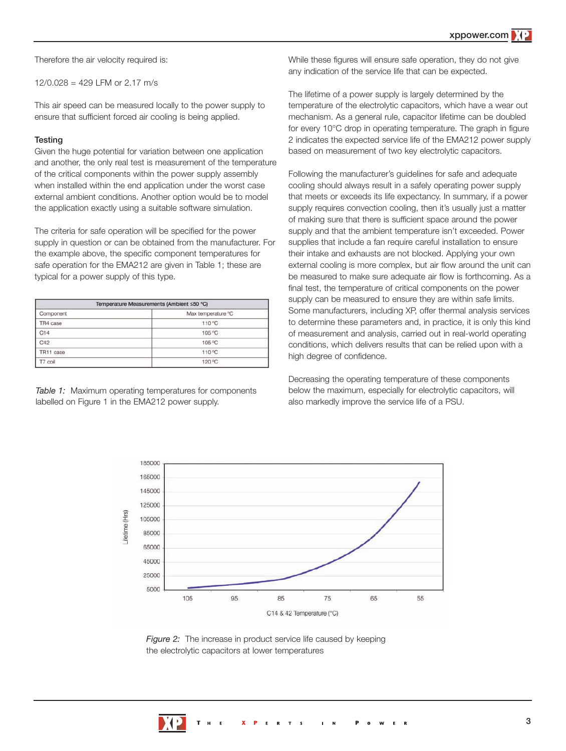Therefore the air velocity required is:

12/0.028 = 429 LFM or 2.17 m/s

This air speed can be measured locally to the power supply to ensure that sufficient forced air cooling is being applied.

### Testing

Given the huge potential for variation between one application and another, the only real test is measurement of the temperature of the critical components within the power supply assembly when installed within the end application under the worst case external ambient conditions. Another option would be to model the application exactly using a suitable software simulation.

The criteria for safe operation will be specified for the power supply in question or can be obtained from the manufacturer. For the example above, the specific component temperatures for safe operation for the EMA212 are given in Table 1; these are typical for a power supply of this type.

| Temperature Measurements (Ambient ≤50 °C) | |
|---|---|
| Component | Max temperature °C |
| TR4 case | 110 °C |
| C14 | 105 °C |
| C42 | 105 °C |
| TR11 case | 110 °C |
| T7 coil | 120 °C |

*Table 1:* Maximum operating temperatures for components labelled on Figure 1 in the EMA212 power supply.

While these figures will ensure safe operation, they do not give any indication of the service life that can be expected.

The lifetime of a power supply is largely determined by the temperature of the electrolytic capacitors, which have a wear out mechanism. As a general rule, capacitor lifetime can be doubled for every 10°C drop in operating temperature. The graph in figure 2 indicates the expected service life of the EMA212 power supply based on measurement of two key electrolytic capacitors.

Following the manufacturer's guidelines for safe and adequate cooling should always result in a safely operating power supply that meets or exceeds its life expectancy. In summary, if a power supply requires convection cooling, then it's usually just a matter of making sure that there is sufficient space around the power supply and that the ambient temperature isn't exceeded. Power supplies that include a fan require careful installation to ensure their intake and exhausts are not blocked. Applying your own external cooling is more complex, but air flow around the unit can be measured to make sure adequate air flow is forthcoming. As a final test, the temperature of critical components on the power supply can be measured to ensure they are within safe limits. Some manufacturers, including XP, offer thermal analysis services to determine these parameters and, in practice, it is only this kind of measurement and analysis, carried out in real-world operating conditions, which delivers results that can be relied upon with a high degree of confidence.

Decreasing the operating temperature of these components below the maximum, especially for electrolytic capacitors, will also markedly improve the service life of a PSU.

*Figure 2:* The increase in product service life caused by keeping the electrolytic capacitors at lower temperatures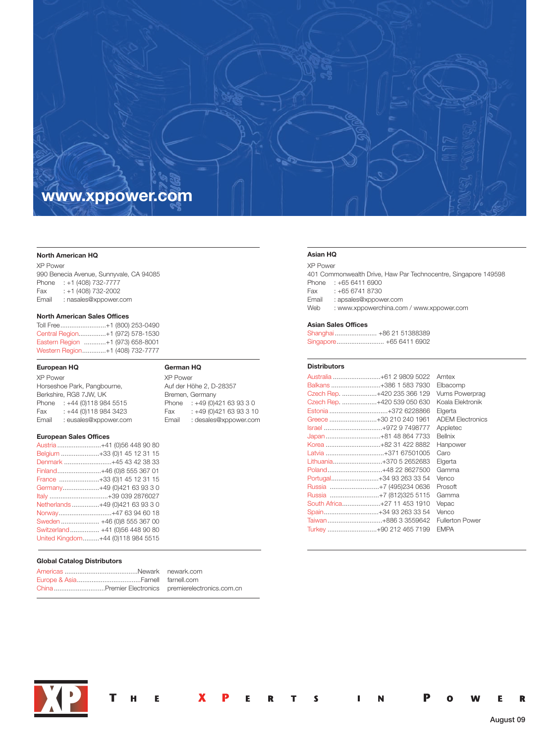www.xppower.com

### North American HQ

XP Power
990 Benecia Avenue, Sunnyvale, CA 94085
Phone : +1 (408) 732-7777
Fax : +1 (408) 732-2002
Email : nasales@xppower.com

### North American Sales Offices

Toll Free.........................+1 (800) 253-0490
Central Region..............+1 (972) 578-1530
Eastern Region ............+1 (973) 658-8001
Western Region.............+1 (408) 732-7777

### European HQ

XP Power
Horseshoe Park, Pangbourne,
Berkshire, RG8 7JW, UK
Phone : +44 (0)118 984 5515
Fax : +44 (0)118 984 3423
Email : eusales@xppower.com

### German HQ

XP Power
Auf der Höhe 2, D-28357
Bremen, Germany
Phone : +49 (0)421 63 93 3 0
Fax : +49 (0)421 63 93 3 10
Email : desales@xppower.com

### European Sales Offices

Austria........................+41 (0)56 448 90 80
Belgium .....................+33 (0)1 45 12 31 15
Denmark ..........................+45 43 42 38 33
Finland........................+46 (0)8 555 367 01
France ......................+33 (0)1 45 12 31 15
Germany....................+49 (0)421 63 93 3 0
Italy ...............................+39 039 2876027
Netherlands ...............+49 (0)421 63 93 3 0
Norway.............................+47 63 94 60 18
Sweden ..................... +46 (0)8 555 367 00
Switzerland................ +41 (0)56 448 90 80
United Kingdom.........+44 (0)118 984 5515

### Global Catalog Distributors

Americas ........................................Newark newark.com
Europe & Asia...................................Farnell farnell.com
China ............................Premier Electronics premierelectronics.com.cn

### Asian HQ

XP Power
401 Commonwealth Drive, Haw Par Technocentre, Singapore 149598
Phone : +65 6411 6900
Fax : +65 6741 8730
Email : apsales@xppower.com
Web : www.xppowerchina.com / www.xppower.com

### Asian Sales Offices

Shanghai....................... +86 21 51388389
Singapore.......................... +65 6411 6902

### Distributors

Australia ..........................+61 2 9809 5022 Amtex
Balkans ...........................+386 1 583 7930 Elbacomp
Czech Rep. ...................+420 235 366 129 Vums Powerprag
Czech Rep. ...................+420 539 050 630 Koala Elektronik
Estonia ................................+372 6228866 Elgerta
Greece ..........................+30 210 240 1961 ADEM Electronics
Israel ................................+972 9 7498777 Appletec
Japan ..............................+81 48 864 7733 Bellnix
Korea ..............................+82 31 422 8882 Hanpower
Latvia ................................+371 67501005 Caro
Lithuania...........................+370 5 2652683 Elgerta
Poland..............................+48 22 8627500 Gamma
Portugal..........................+34 93 263 33 54 Venco
Russia ..........................+7 (495)234 0636 Prosoft
Russia ...........................+7 (812)325 5115 Gamma
South Africa.....................+27 11 453 1910 Vepac
Spain..............................+34 93 263 33 54 Venco
Taiwan..............................+886 3 3559642 Fullerton Power
Turkey ...........................+90 212 465 7199 EMPA

THE XPERTS IN POWER

August 09